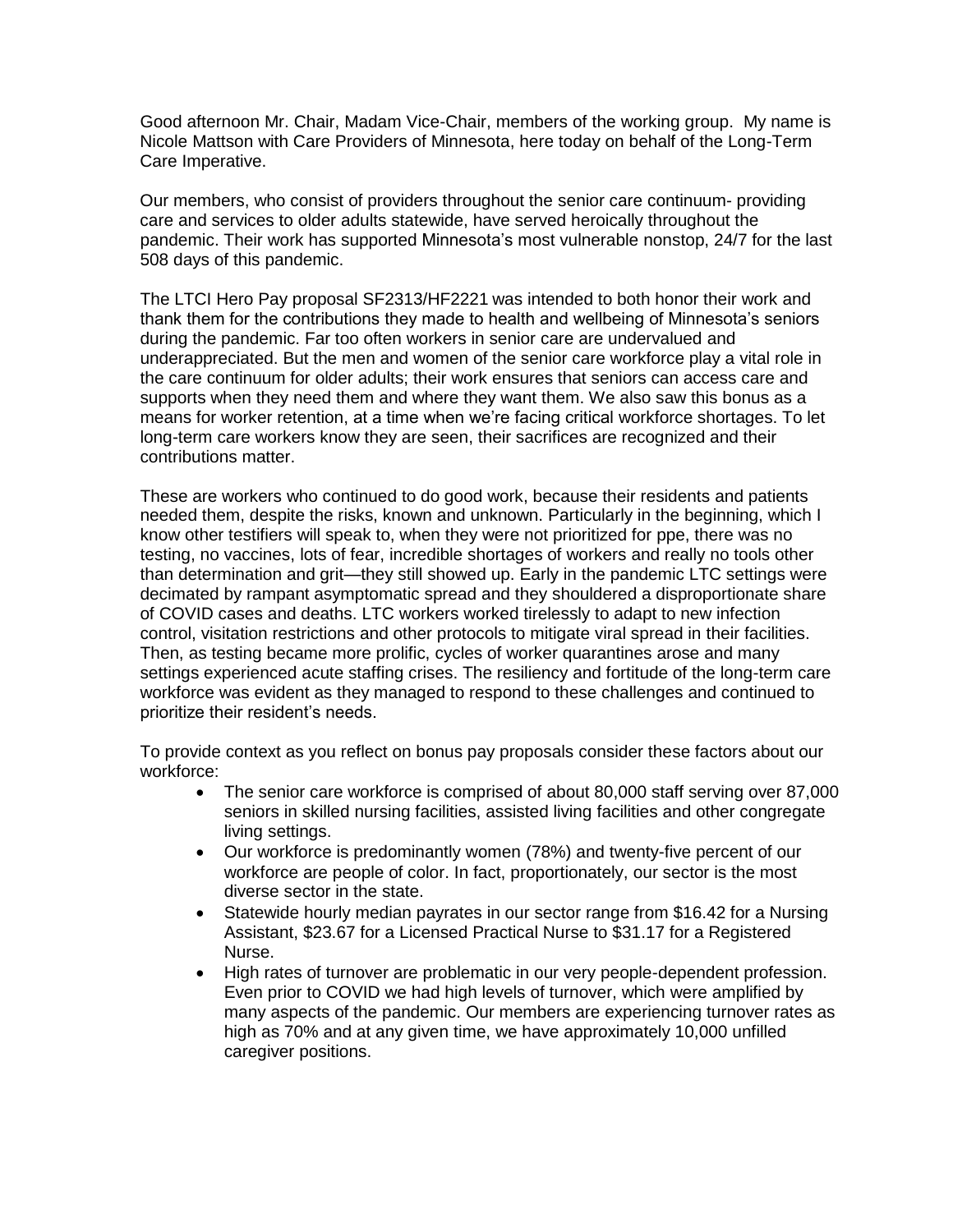Good afternoon Mr. Chair, Madam Vice-Chair, members of the working group. My name is Nicole Mattson with Care Providers of Minnesota, here today on behalf of the Long-Term Care Imperative.

Our members, who consist of providers throughout the senior care continuum- providing care and services to older adults statewide, have served heroically throughout the pandemic. Their work has supported Minnesota's most vulnerable nonstop, 24/7 for the last 508 days of this pandemic.

The LTCI Hero Pay proposal SF2313/HF2221 was intended to both honor their work and thank them for the contributions they made to health and wellbeing of Minnesota's seniors during the pandemic. Far too often workers in senior care are undervalued and underappreciated. But the men and women of the senior care workforce play a vital role in the care continuum for older adults; their work ensures that seniors can access care and supports when they need them and where they want them. We also saw this bonus as a means for worker retention, at a time when we're facing critical workforce shortages. To let long-term care workers know they are seen, their sacrifices are recognized and their contributions matter.

These are workers who continued to do good work, because their residents and patients needed them, despite the risks, known and unknown. Particularly in the beginning, which I know other testifiers will speak to, when they were not prioritized for ppe, there was no testing, no vaccines, lots of fear, incredible shortages of workers and really no tools other than determination and grit—they still showed up. Early in the pandemic LTC settings were decimated by rampant asymptomatic spread and they shouldered a disproportionate share of COVID cases and deaths. LTC workers worked tirelessly to adapt to new infection control, visitation restrictions and other protocols to mitigate viral spread in their facilities. Then, as testing became more prolific, cycles of worker quarantines arose and many settings experienced acute staffing crises. The resiliency and fortitude of the long-term care workforce was evident as they managed to respond to these challenges and continued to prioritize their resident's needs.

To provide context as you reflect on bonus pay proposals consider these factors about our workforce:

- The senior care workforce is comprised of about 80,000 staff serving over 87,000 seniors in skilled nursing facilities, assisted living facilities and other congregate living settings.
- Our workforce is predominantly women (78%) and twenty-five percent of our workforce are people of color. In fact, proportionately, our sector is the most diverse sector in the state.
- Statewide hourly median payrates in our sector range from $16.42 for a Nursing Assistant, $23.67 for a Licensed Practical Nurse to $31.17 for a Registered Nurse.
- High rates of turnover are problematic in our very people-dependent profession. Even prior to COVID we had high levels of turnover, which were amplified by many aspects of the pandemic. Our members are experiencing turnover rates as high as 70% and at any given time, we have approximately 10,000 unfilled caregiver positions.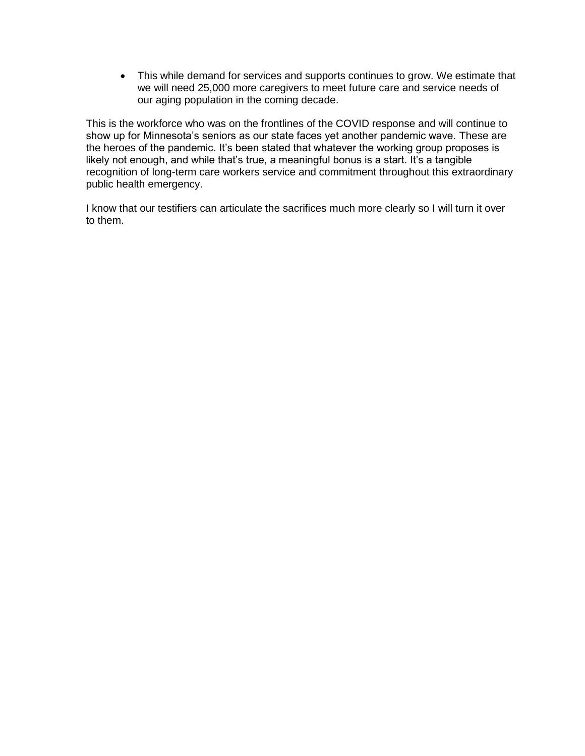- This while demand for services and supports continues to grow. We estimate that we will need 25,000 more caregivers to meet future care and service needs of our aging population in the coming decade.

This is the workforce who was on the frontlines of the COVID response and will continue to show up for Minnesota's seniors as our state faces yet another pandemic wave. These are the heroes of the pandemic. It's been stated that whatever the working group proposes is likely not enough, and while that's true, a meaningful bonus is a start. It's a tangible recognition of long-term care workers service and commitment throughout this extraordinary public health emergency.

I know that our testifiers can articulate the sacrifices much more clearly so I will turn it over to them.